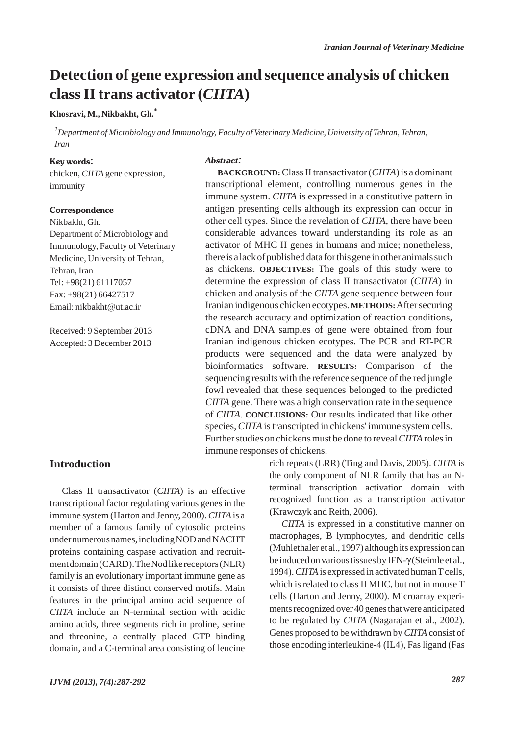# Detection of gene expression and sequence analysis of chicken class II trans activator (*CIITA*)

**Khosravi, M., Nikbakht, Gh.***

[1]*Department of Microbiology and Immunology, Faculty of Veterinary Medicine, University of Tehran, Tehran, Iran*

**Key words:**

chicken, *CIITA* gene expression, immunity

**Correspondence**

Nikbakht, Gh.
Department of Microbiology and Immunology, Faculty of Veterinary Medicine, University of Tehran, Tehran, Iran
Tel: +98(21) 61117057
Fax: +98(21) 66427517
Email: nikbakht@ut.ac.ir

Received: 9 September 2013
Accepted: 3 December 2013

***Abstract:***

**BACKGROUND:** Class II transactivator (*CIITA*) is a dominant transcriptional element, controlling numerous genes in the immune system. *CIITA* is expressed in a constitutive pattern in antigen presenting cells although its expression can occur in other cell types. Since the revelation of *CIITA*, there have been considerable advances toward understanding its role as an activator of MHC II genes in humans and mice; nonetheless, there is a lack of published data for this gene in other animals such as chickens. **OBJECTIVES:** The goals of this study were to determine the expression of class II transactivator (*CIITA*) in chicken and analysis of the *CIITA* gene sequence between four Iranian indigenous chicken ecotypes. **METHODS:** After securing the research accuracy and optimization of reaction conditions, cDNA and DNA samples of gene were obtained from four Iranian indigenous chicken ecotypes. The PCR and RT-PCR products were sequenced and the data were analyzed by bioinformatics software. **RESULTS:** Comparison of the sequencing results with the reference sequence of the red jungle fowl revealed that these sequences belonged to the predicted *CIITA* gene. There was a high conservation rate in the sequence of *CIITA*. **CONCLUSIONS:** Our results indicated that like other species, *CIITA* is transcripted in chickens' immune system cells. Further studies on chickens must be done to reveal *CIITA* roles in immune responses of chickens.

## Introduction

Class II transactivator (*CIITA*) is an effective transcriptional factor regulating various genes in the immune system (Harton and Jenny, 2000). *CIITA* is a member of a famous family of cytosolic proteins under numerous names, including NOD and NACHT proteins containing caspase activation and recruitment domain (CARD). The Nod like receptors (NLR) family is an evolutionary important immune gene as it consists of three distinct conserved motifs. Main features in the principal amino acid sequence of *CIITA* include an N-terminal section with acidic amino acids, three segments rich in proline, serine and threonine, a centrally placed GTP binding domain, and a C-terminal area consisting of leucine rich repeats (LRR) (Ting and Davis, 2005). *CIITA* is the only component of NLR family that has an N-terminal transcription activation domain with recognized function as a transcription activator (Krawczyk and Reith, 2006).

*CIITA* is expressed in a constitutive manner on macrophages, B lymphocytes, and dendritic cells (Muhlethaler et al., 1997) although its expression can be induced on various tissues by IFN-$\gamma$ (Steimle et al., 1994). *CIITA* is expressed in activated human T cells, which is related to class II MHC, but not in mouse T cells (Harton and Jenny, 2000). Microarray experiments recognized over 40 genes that were anticipated to be regulated by *CIITA* (Nagarajan et al., 2002). Genes proposed to be withdrawn by *CIITA* consist of those encoding interleukine-4 (IL4), Fas ligand (Fas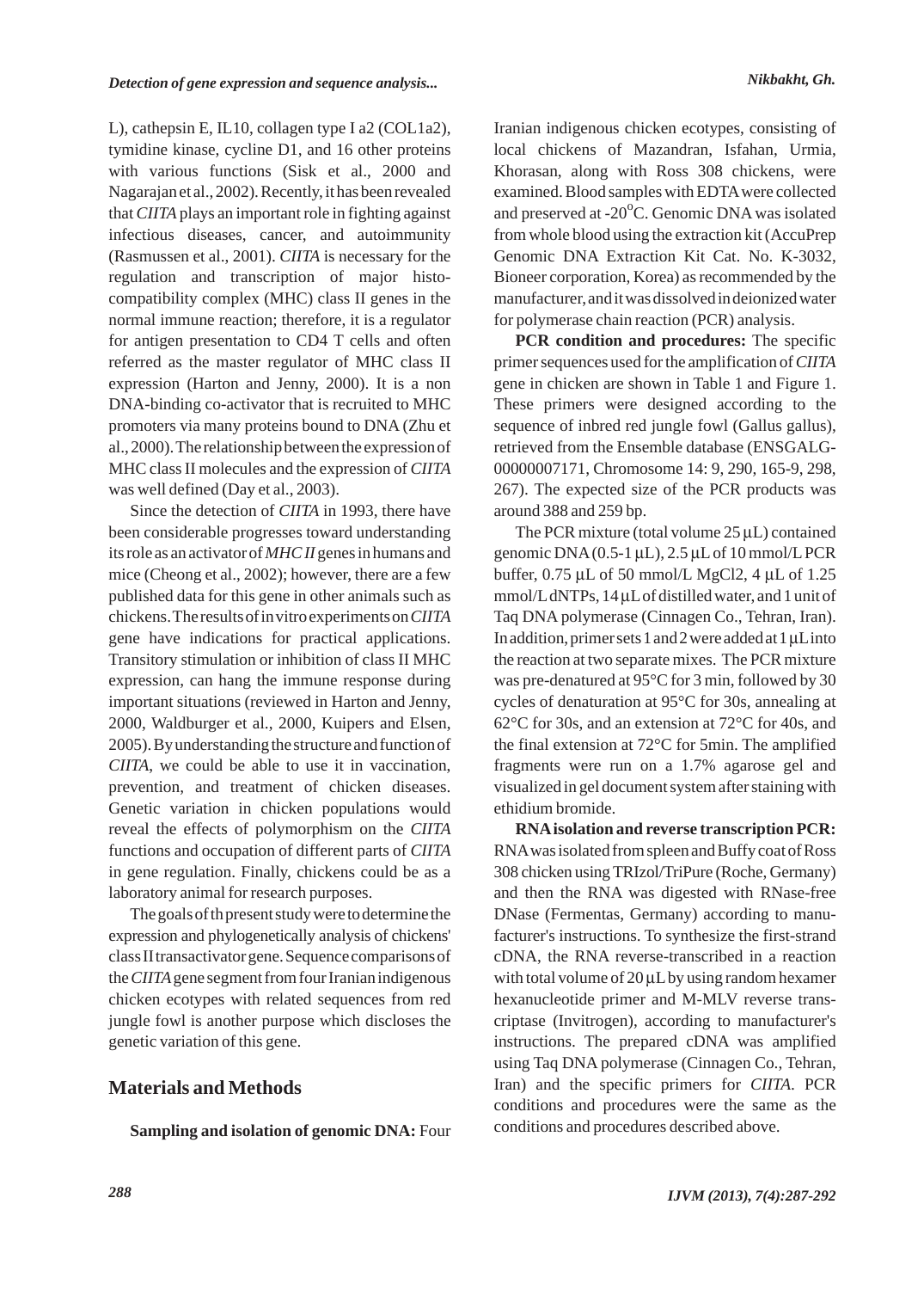L), cathepsin E, IL10, collagen type I a2 (COL1a2), tymidine kinase, cycline D1, and 16 other proteins with various functions (Sisk et al., 2000 and Nagarajan et al., 2002). Recently, it has been revealed that *CIITA* plays an important role in fighting against infectious diseases, cancer, and autoimmunity (Rasmussen et al., 2001). *CIITA* is necessary for the regulation and transcription of major histocompatibility complex (MHC) class II genes in the normal immune reaction; therefore, it is a regulator for antigen presentation to CD4 T cells and often referred as the master regulator of MHC class II expression (Harton and Jenny, 2000). It is a non DNA-binding co-activator that is recruited to MHC promoters via many proteins bound to DNA (Zhu et al., 2000). The relationship between the expression of MHC class II molecules and the expression of *CIITA* was well defined (Day et al., 2003).

Since the detection of *CIITA* in 1993, there have been considerable progresses toward understanding its role as an activator of *MHC II* genes in humans and mice (Cheong et al., 2002); however, there are a few published data for this gene in other animals such as chickens. The results of in vitro experiments on *CIITA* gene have indications for practical applications. Transitory stimulation or inhibition of class II MHC expression, can hang the immune response during important situations (reviewed in Harton and Jenny, 2000, Waldburger et al., 2000, Kuipers and Elsen, 2005). By understanding the structure and function of *CIITA*, we could be able to use it in vaccination, prevention, and treatment of chicken diseases. Genetic variation in chicken populations would reveal the effects of polymorphism on the *CIITA* functions and occupation of different parts of *CIITA* in gene regulation. Finally, chickens could be as a laboratory animal for research purposes.

The goals of th present study were to determine the expression and phylogenetically analysis of chickens' class II transactivator gene. Sequence comparisons of the *CIITA* gene segment from four Iranian indigenous chicken ecotypes with related sequences from red jungle fowl is another purpose which discloses the genetic variation of this gene.

## Materials and Methods

**Sampling and isolation of genomic DNA:** Four Iranian indigenous chicken ecotypes, consisting of local chickens of Mazandran, Isfahan, Urmia, Khorasan, along with Ross 308 chickens, were examined. Blood samples with EDTA were collected and preserved at -20$^{o}$C. Genomic DNA was isolated from whole blood using the extraction kit (AccuPrep Genomic DNA Extraction Kit Cat. No. K-3032, Bioneer corporation, Korea) as recommended by the manufacturer, and it was dissolved in deionized water for polymerase chain reaction (PCR) analysis.

**PCR condition and procedures:** The specific primer sequences used for the amplification of *CIITA* gene in chicken are shown in Table 1 and Figure 1. These primers were designed according to the sequence of inbred red jungle fowl (Gallus gallus), retrieved from the Ensemble database (ENSGALG-00000007171, Chromosome 14: 9, 290, 165-9, 298, 267). The expected size of the PCR products was around 388 and 259 bp.

The PCR mixture (total volume 25 µL) contained genomic DNA (0.5-1 µL), 2.5 µL of 10 mmol/L PCR buffer, 0.75 µL of 50 mmol/L MgCl2, 4 µL of 1.25 mmol/L dNTPs, 14 µL of distilled water, and 1 unit of Taq DNA polymerase (Cinnagen Co., Tehran, Iran). In addition, primer sets 1 and 2 were added at 1 µL into the reaction at two separate mixes. The PCR mixture was pre-denatured at 95°C for 3 min, followed by 30 cycles of denaturation at 95°C for 30s, annealing at 62°C for 30s, and an extension at 72°C for 40s, and the final extension at 72°C for 5min. The amplified fragments were run on a 1.7% agarose gel and visualized in gel document system after staining with ethidium bromide.

**RNA isolation and reverse transcription PCR:** RNA was isolated from spleen and Buffy coat of Ross 308 chicken using TRIzol/TriPure (Roche, Germany) and then the RNA was digested with RNase-free DNase (Fermentas, Germany) according to manufacturer's instructions. To synthesize the first-strand cDNA, the RNA reverse-transcribed in a reaction with total volume of 20 µL by using random hexamer hexanucleotide primer and M-MLV reverse transcriptase (Invitrogen), according to manufacturer's instructions. The prepared cDNA was amplified using Taq DNA polymerase (Cinnagen Co., Tehran, Iran) and the specific primers for *CIITA*. PCR conditions and procedures were the same as the conditions and procedures described above.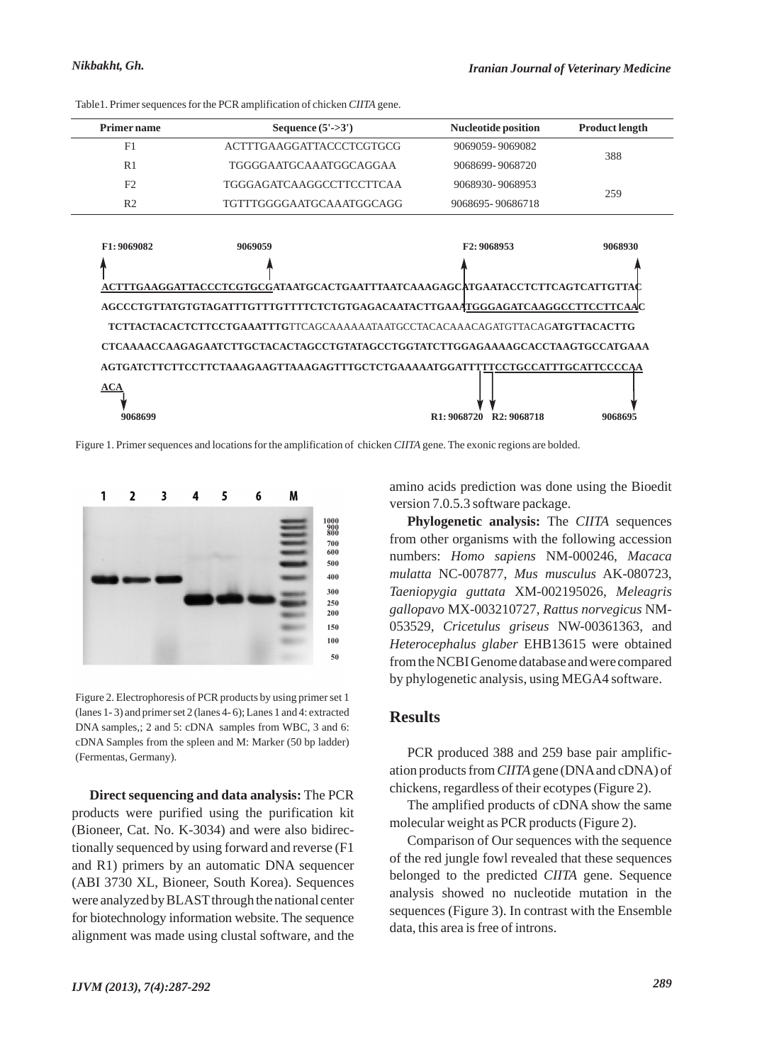Table1. Primer sequences for the PCR amplification of chicken *CIITA* gene.

| Primer name | Sequence (5'->3') | Nucleotide position | Product length |
|---|---|---|---|
| F1 | ACTTTGAAGGATTACCCTCGTGCG | 9069059-9069082 | 388 |
| R1 | TGGGGAATGCAAATGGCAGGAA | 9068699-9068720 | |
| F2 | TGGGAGATCAAGGCCTTCCTTCAA | 9068930-9068953 | 259 |
| R2 | TGTTTGGGGAATGCAAATGGCAGG | 9068695-90686718 | |

F1: 9069082 9069059 F2: 9068953 9068930

**ACTTTGAAGGATTACCCTCGTGCGATAATGCACTGAATTTAATCAAAGAGCATGAATACCTCTTCAGTCATTGTTAC**
**AGCCCTGTTATGTGTAGATTTGTTTGTTTTCTCTGTGAGACAATACTTGAAATGGGAGATCAAGGCCTTCCTTCAAC**
**TCTTACTACACTCTTCCTGAAATTTG**TTCAGCAAAAAATAATGCCTACACAAACAGATGTTACAG**ATGTTACACTTG**
**CTCAAAACCAAGAGAATCTTGCTACACTAGCCTGTATAGCCTGGTATCTTGGAGAAAAGCACCTAAGTGCCATGAAA**
**AGTGATCTTCTTCCTTCTAAAGAAGTTAAAGAGTTTGCTCTGAAAAATGGATTTTTCCTGCCATTTGCATTCCCCAA**
**ACA**

9068699 R1: 9068720 R2: 9068718 9068695

Figure 1. Primer sequences and locations for the amplification of chicken *CIITA* gene. The exonic regions are bolded.

Figure 2. Electrophoresis of PCR products by using primer set 1 (lanes 1- 3) and primer set 2 (lanes 4- 6); Lanes 1 and 4: extracted DNA samples,; 2 and 5: cDNA samples from WBC, 3 and 6: cDNA Samples from the spleen and M: Marker (50 bp ladder) (Fermentas, Germany).

**Direct sequencing and data analysis:** The PCR products were purified using the purification kit (Bioneer, Cat. No. K-3034) and were also bidirectionally sequenced by using forward and reverse (F1 and R1) primers by an automatic DNA sequencer (ABI 3730 XL, Bioneer, South Korea). Sequences were analyzed by BLAST through the national center for biotechnology information website. The sequence alignment was made using clustal software, and the amino acids prediction was done using the Bioedit version 7.0.5.3 software package.

**Phylogenetic analysis:** The *CIITA* sequences from other organisms with the following accession numbers: *Homo sapiens* NM-000246, *Macaca mulatta* NC-007877, *Mus musculus* AK-080723, *Taeniopygia guttata* XM-002195026, *Meleagris gallopavo* MX-003210727, *Rattus norvegicus* NM-053529, *Cricetulus griseus* NW-00361363, and *Heterocephalus glaber* EHB13615 were obtained from the NCBI Genome database and were compared by phylogenetic analysis, using MEGA4 software.

## Results

PCR produced 388 and 259 base pair amplification products from *CIITA* gene (DNA and cDNA) of chickens, regardless of their ecotypes (Figure 2).

The amplified products of cDNA show the same molecular weight as PCR products (Figure 2).

Comparison of Our sequences with the sequence of the red jungle fowl revealed that these sequences belonged to the predicted *CIITA* gene. Sequence analysis showed no nucleotide mutation in the sequences (Figure 3). In contrast with the Ensemble data, this area is free of introns.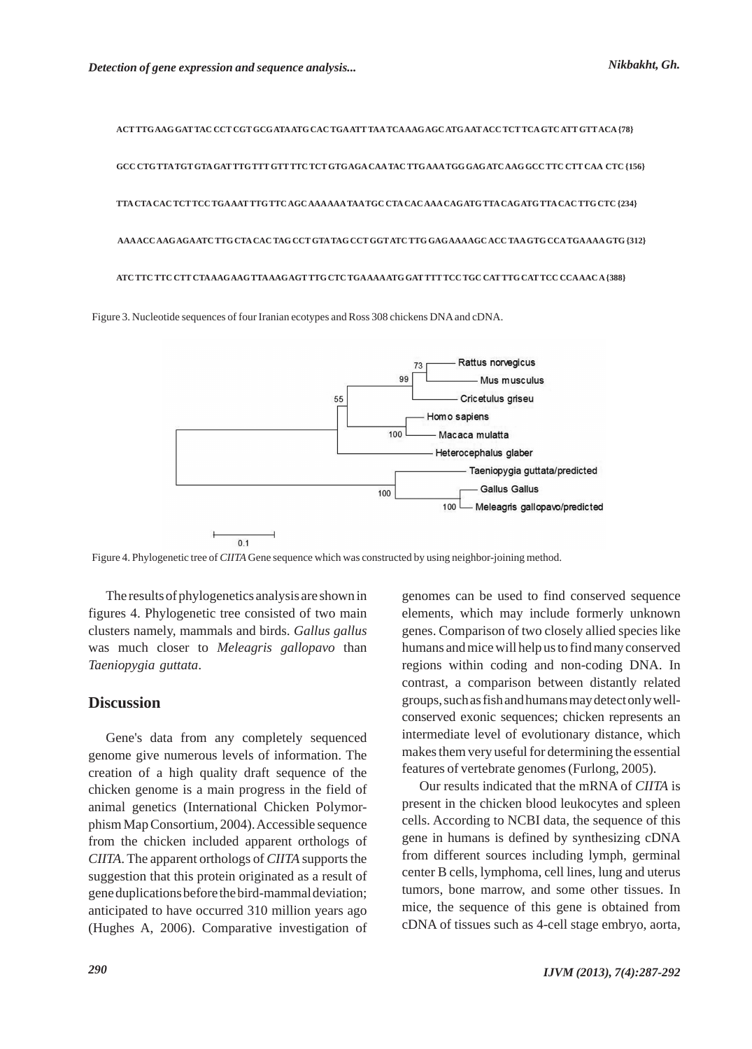```
ACT TTG AAG GAT TAC CCT CGT GCG ATA ATG CAC TGA ATT TAA TCA AAG AGC ATG AAT ACC TCT TCA GTC ATT GTT ACA {78}

GCC CTG TTA TGT GTA GAT TTG TTT GTT TTC TCT GTG AGA CAA TAC TTG AAA TGG GAG ATC AAG GCC TTC CTT CAA CTC {156}

TTA CTA CAC TCT TCC TGA AAT TTG TTC AGC AAA AAA TAA TGC CTA CAC AAA CAG ATG TTA CAG ATG TTA CAC TTG CTC {234}

AAA ACC AAG AGA ATC TTG CTA CAC TAG CCT GTA TAG CCT GGT ATC TTG GAG AAA AGC ACC TAA GTG CCA TGA AAA GTG {312}

ATC TTC TTC CTT CTA AAG AAG TTA AAG AGT TTG CTC TGA AAA ATG GAT TTT TCC TGC CAT TTG CAT TCC CCA AAC A {388}
```

Figure 3. Nucleotide sequences of four Iranian ecotypes and Ross 308 chickens DNA and cDNA.

Figure 4. Phylogenetic tree of *CIITA* Gene sequence which was constructed by using neighbor-joining method.

The results of phylogenetics analysis are shown in figures 4. Phylogenetic tree consisted of two main clusters namely, mammals and birds. *Gallus gallus* was much closer to *Meleagris gallopavo* than *Taeniopygia guttata*.

## Discussion

Gene's data from any completely sequenced genome give numerous levels of information. The creation of a high quality draft sequence of the chicken genome is a main progress in the field of animal genetics (International Chicken Polymorphism Map Consortium, 2004). Accessible sequence from the chicken included apparent orthologs of *CIITA*. The apparent orthologs of *CIITA* supports the suggestion that this protein originated as a result of gene duplications before the bird-mammal deviation; anticipated to have occurred 310 million years ago (Hughes A, 2006). Comparative investigation of genomes can be used to find conserved sequence elements, which may include formerly unknown genes. Comparison of two closely allied species like humans and mice will help us to find many conserved regions within coding and non-coding DNA. In contrast, a comparison between distantly related groups, such as fish and humans may detect only well-conserved exonic sequences; chicken represents an intermediate level of evolutionary distance, which makes them very useful for determining the essential features of vertebrate genomes (Furlong, 2005).

Our results indicated that the mRNA of *CIITA* is present in the chicken blood leukocytes and spleen cells. According to NCBI data, the sequence of this gene in humans is defined by synthesizing cDNA from different sources including lymph, germinal center B cells, lymphoma, cell lines, lung and uterus tumors, bone marrow, and some other tissues. In mice, the sequence of this gene is obtained from cDNA of tissues such as 4-cell stage embryo, aorta,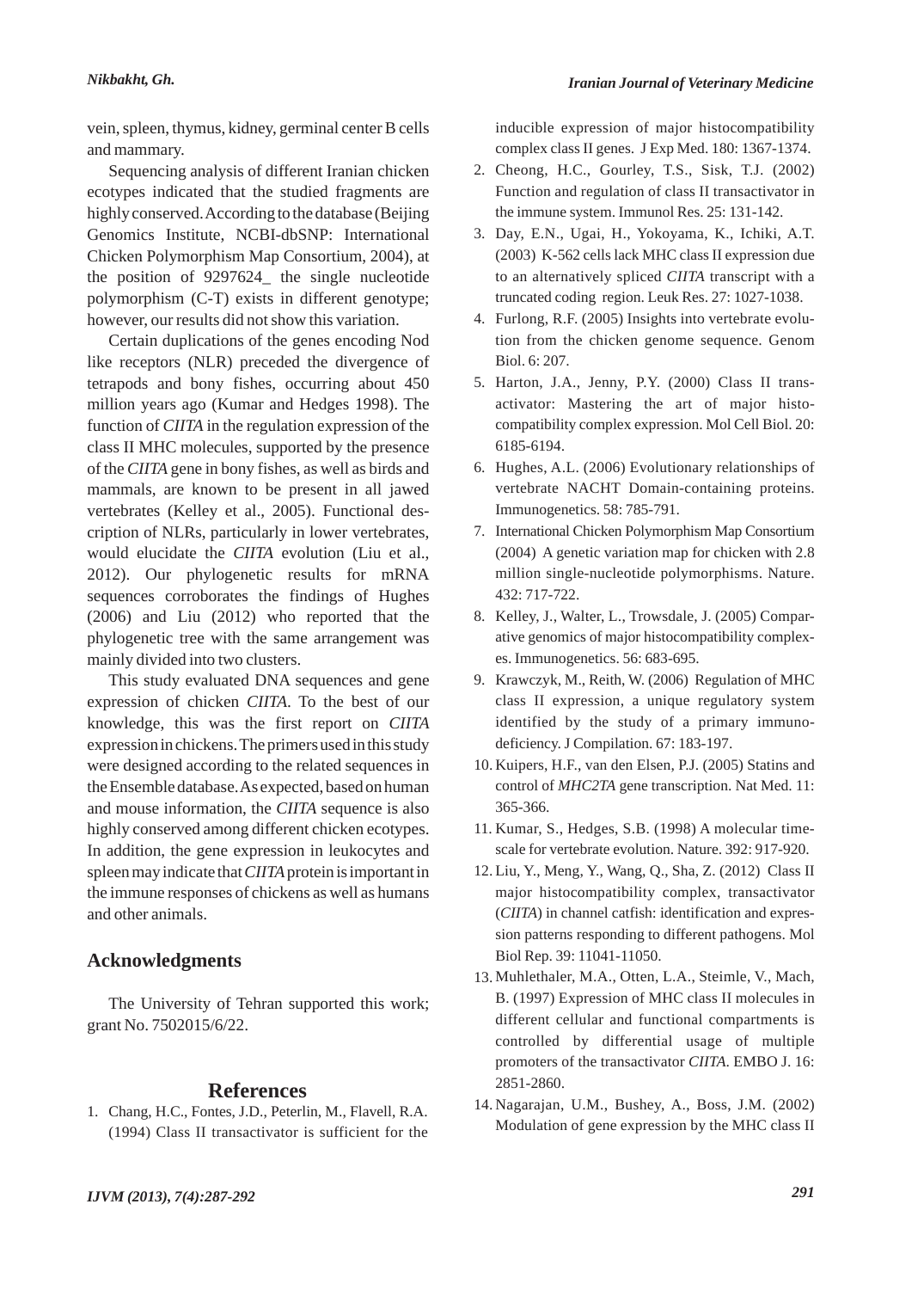vein, spleen, thymus, kidney, germinal center B cells and mammary.

Sequencing analysis of different Iranian chicken ecotypes indicated that the studied fragments are highly conserved. According to the database (Beijing Genomics Institute, NCBI-dbSNP: International Chicken Polymorphism Map Consortium, 2004), at the position of 9297624_ the single nucleotide polymorphism (C-T) exists in different genotype; however, our results did not show this variation.

Certain duplications of the genes encoding Nod like receptors (NLR) preceded the divergence of tetrapods and bony fishes, occurring about 450 million years ago (Kumar and Hedges 1998). The function of *CIITA* in the regulation expression of the class II MHC molecules, supported by the presence of the *CIITA* gene in bony fishes, as well as birds and mammals, are known to be present in all jawed vertebrates (Kelley et al., 2005). Functional description of NLRs, particularly in lower vertebrates, would elucidate the *CIITA* evolution (Liu et al., 2012). Our phylogenetic results for mRNA sequences corroborates the findings of Hughes (2006) and Liu (2012) who reported that the phylogenetic tree with the same arrangement was mainly divided into two clusters.

This study evaluated DNA sequences and gene expression of chicken *CIITA*. To the best of our knowledge, this was the first report on *CIITA* expression in chickens. The primers used in this study were designed according to the related sequences in the Ensemble database. As expected, based on human and mouse information, the *CIITA* sequence is also highly conserved among different chicken ecotypes. In addition, the gene expression in leukocytes and spleen may indicate that *CIITA* protein is important in the immune responses of chickens as well as humans and other animals.

## Acknowledgments

The University of Tehran supported this work; grant No. 7502015/6/22.

## References

1. Chang, H.C., Fontes, J.D., Peterlin, M., Flavell, R.A. (1994) Class II transactivator is sufficient for the inducible expression of major histocompatibility complex class II genes. J Exp Med. 180: 1367-1374.
2. Cheong, H.C., Gourley, T.S., Sisk, T.J. (2002) Function and regulation of class II transactivator in the immune system. Immunol Res. 25: 131-142.
3. Day, E.N., Ugai, H., Yokoyama, K., Ichiki, A.T. (2003) K-562 cells lack MHC class II expression due to an alternatively spliced *CIITA* transcript with a truncated coding region. Leuk Res. 27: 1027-1038.
4. Furlong, R.F. (2005) Insights into vertebrate evolution from the chicken genome sequence. Genom Biol. 6: 207.
5. Harton, J.A., Jenny, P.Y. (2000) Class II transactivator: Mastering the art of major histocompatibility complex expression. Mol Cell Biol. 20: 6185-6194.
6. Hughes, A.L. (2006) Evolutionary relationships of vertebrate NACHT Domain-containing proteins. Immunogenetics. 58: 785-791.
7. International Chicken Polymorphism Map Consortium (2004) A genetic variation map for chicken with 2.8 million single-nucleotide polymorphisms. Nature. 432: 717-722.
8. Kelley, J., Walter, L., Trowsdale, J. (2005) Comparative genomics of major histocompatibility complexes. Immunogenetics. 56: 683-695.
9. Krawczyk, M., Reith, W. (2006) Regulation of MHC class II expression, a unique regulatory system identified by the study of a primary immunodeficiency. J Compilation. 67: 183-197.
10. Kuipers, H.F., van den Elsen, P.J. (2005) Statins and control of *MHC2TA* gene transcription. Nat Med. 11: 365-366.
11. Kumar, S., Hedges, S.B. (1998) A molecular timescale for vertebrate evolution. Nature. 392: 917-920.
12. Liu, Y., Meng, Y., Wang, Q., Sha, Z. (2012) Class II major histocompatibility complex, transactivator (*CIITA*) in channel catfish: identification and expression patterns responding to different pathogens. Mol Biol Rep. 39: 11041-11050.
13. Muhlethaler, M.A., Otten, L.A., Steimle, V., Mach, B. (1997) Expression of MHC class II molecules in different cellular and functional compartments is controlled by differential usage of multiple promoters of the transactivator *CIITA*. EMBO J. 16: 2851-2860.
14. Nagarajan, U.M., Bushey, A., Boss, J.M. (2002) Modulation of gene expression by the MHC class II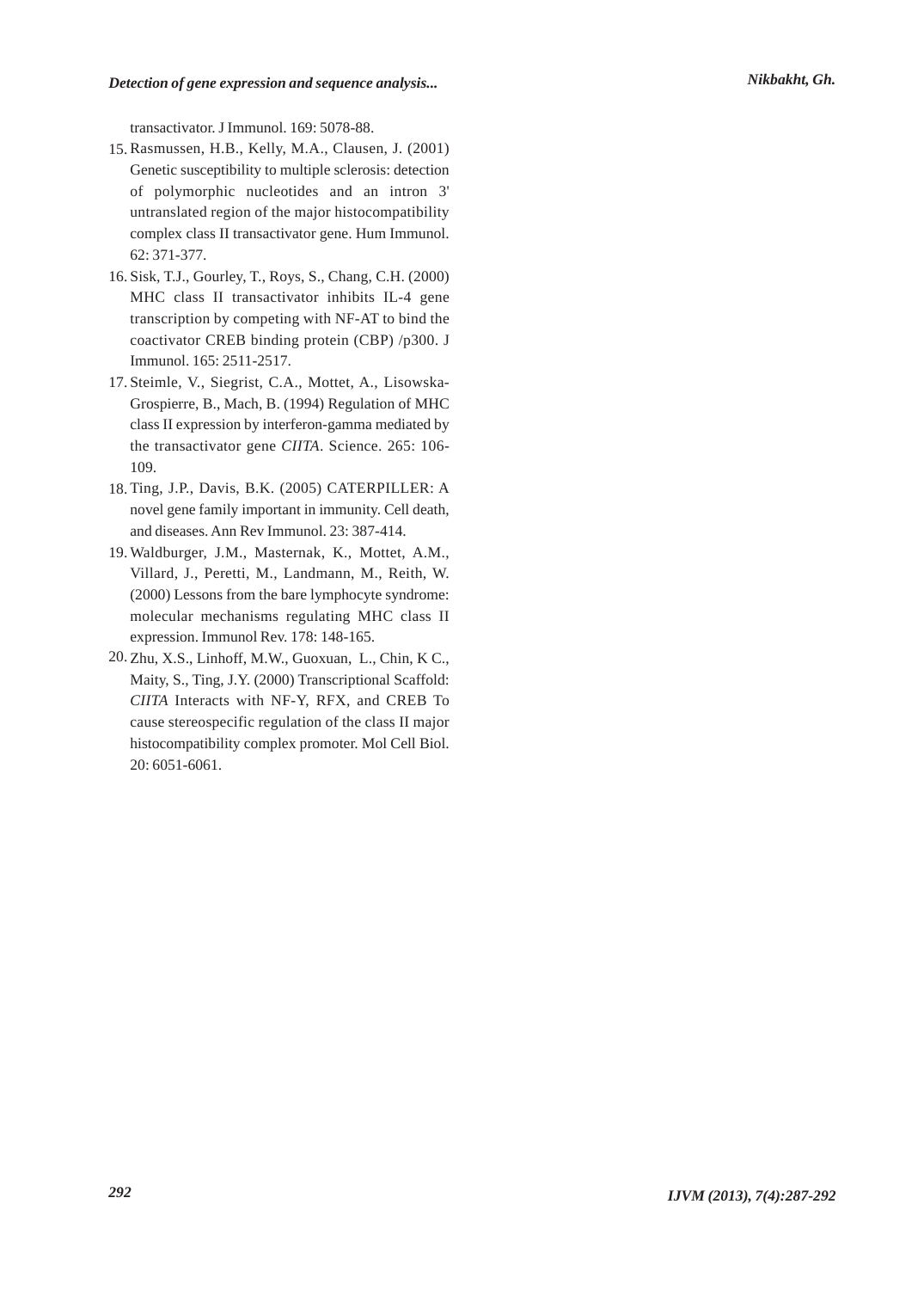transactivator. J Immunol. 169: 5078-88.

15. Rasmussen, H.B., Kelly, M.A., Clausen, J. (2001) Genetic susceptibility to multiple sclerosis: detection of polymorphic nucleotides and an intron 3' untranslated region of the major histocompatibility complex class II transactivator gene. Hum Immunol. 62: 371-377.
16. Sisk, T.J., Gourley, T., Roys, S., Chang, C.H. (2000) MHC class II transactivator inhibits IL-4 gene transcription by competing with NF-AT to bind the coactivator CREB binding protein (CBP) /p300. J Immunol. 165: 2511-2517.
17. Steimle, V., Siegrist, C.A., Mottet, A., Lisowska-Grospierre, B., Mach, B. (1994) Regulation of MHC class II expression by interferon-gamma mediated by the transactivator gene *CIITA*. Science. 265: 106-109.
18. Ting, J.P., Davis, B.K. (2005) CATERPILLER: A novel gene family important in immunity. Cell death, and diseases. Ann Rev Immunol. 23: 387-414.
19. Waldburger, J.M., Masternak, K., Mottet, A.M., Villard, J., Peretti, M., Landmann, M., Reith, W. (2000) Lessons from the bare lymphocyte syndrome: molecular mechanisms regulating MHC class II expression. Immunol Rev. 178: 148-165.
20. Zhu, X.S., Linhoff, M.W., Guoxuan, L., Chin, K C., Maity, S., Ting, J.Y. (2000) Transcriptional Scaffold: *CIITA* Interacts with NF-Y, RFX, and CREB To cause stereospecific regulation of the class II major histocompatibility complex promoter. Mol Cell Biol. 20: 6051-6061.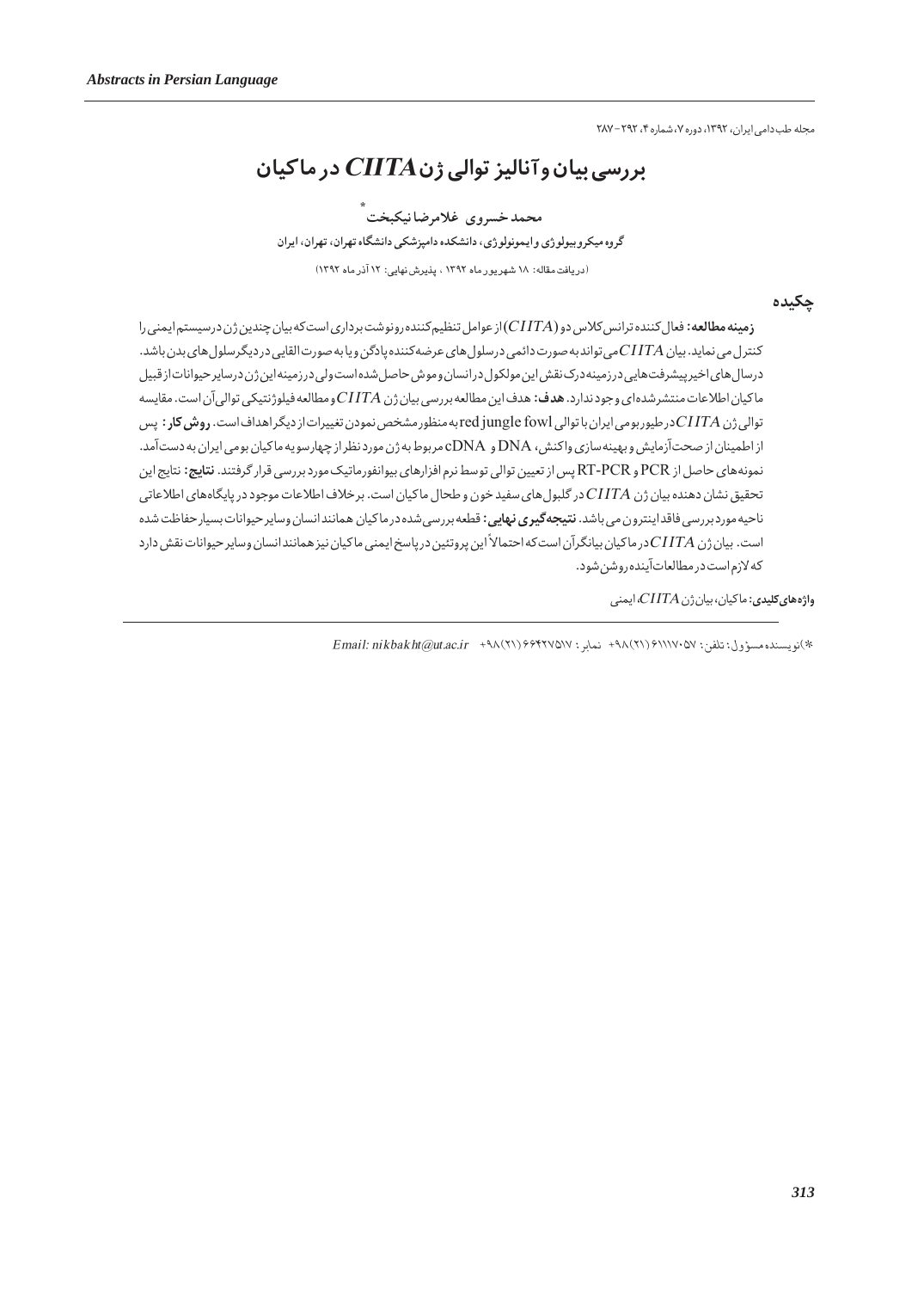# بررسی بیان و آنالیز توالی ژن *CIITA* در ماکیان

**محمد خسروی غلامرضا نیکبخت***

**گروه میکروبیولوژی و ایمونولوژی، دانشکده دامپزشکی دانشگاه تهران، تهران، ایران**

(دریافت مقاله: ۱۸ شهریور ماه ۱۳۹۲ ، پذیرش نهایی: ۱۲ آذر ماه ۱۳۹۲)

## چکیده

**زمینه مطالعه:** فعال‌کننده ترانس کلاس دو (*CIITA*) از عوامل تنظیم‌کننده رونوشت برداری است که بیان چندین ژن در سیستم ایمنی را کنترل می نماید. بیان *CIITA* می تواند به صورت دائمی در سلول های عرضه کننده پادگن و یا به صورت القایی در دیگر سلول های بدن باشد. در سال های اخیر پیشرفت هایی در زمینه درک نقش این مولکول در انسان و موش حاصل شده است ولی در زمینه این ژن در سایر حیوانات از قبیل ماکیان اطلاعات منتشر شده ای وجود ندارد. **هدف:** هدف این مطالعه بررسی بیان ژن *CIITA* و مطالعه فیلوژنتیکی توالی آن است. مقایسه توالی ژن *CIITA* در طیور بومی ایران با توالی red jungle fowl به منظور مشخص نمودن تغییرات از دیگر اهداف است. **روش کار:** پس از اطمینان از صحت آزمایش و بهینه سازی واکنش، DNA و cDNA مربوط به ژن مورد نظر از چهار سویه ماکیان بومی ایران به دست آمد. نمونه های حاصل از PCR و RT-PCR پس از تعیین توالی توسط نرم افزارهای بیوانفورماتیک مورد بررسی قرار گرفتند. **نتایج:** نتایج این تحقیق نشان دهنده بیان ژن *CIITA* در گلبول های سفید خون و طحال ماکیان است. برخلاف اطلاعات موجود در پایگاه های اطلاعاتی ناحیه مورد بررسی فاقد اینترون می باشد. **نتیجه‌گیری نهایی:** قطعه بررسی شده در ماکیان همانند انسان و سایر حیوانات بسیار حفاظت شده است. بیان ژن *CIITA* در ماکیان بیانگر آن است که احتمالاً این پروتئین در پاسخ ایمنی ماکیان نیز همانند انسان و سایر حیوانات نقش دارد که لازم است در مطالعات آینده روشن شود.

**واژه‌های کلیدی:** ماکیان، بیان ژن *CIITA*، ایمنی

*) نویسنده مسؤول: تلفن: ۶۱۱۱۷۰۵۷ (۲۱) ۹۸+ نمابر: ۶۶۹۳۳۲۲۲ (۲۱) ۹۸+ *Email: nikbakht@ut.ac.ir*